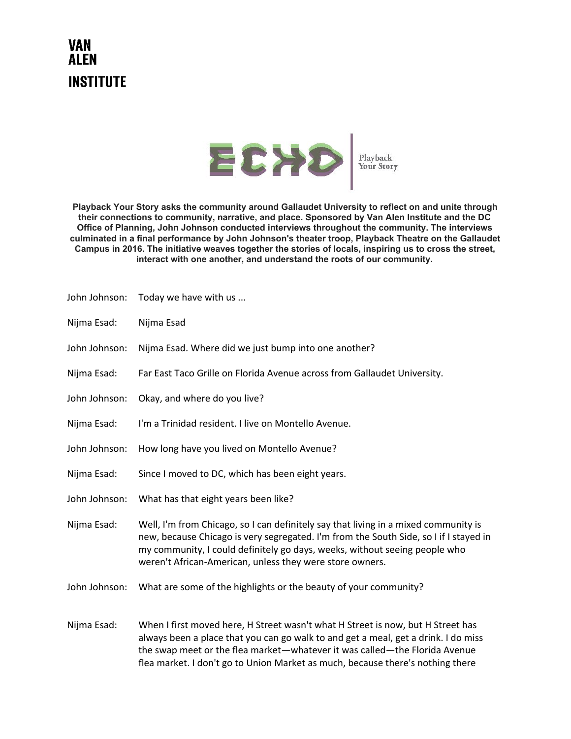**VAN ALEN INSTITUTE**

**ECHO** | Playback Your Story

**Playback Your Story asks the community around Gallaudet University to reflect on and unite through their connections to community, narrative, and place. Sponsored by Van Alen Institute and the DC Office of Planning, John Johnson conducted interviews throughout the community. The interviews culminated in a final performance by John Johnson's theater troop, Playback Theatre on the Gallaudet Campus in 2016. The initiative weaves together the stories of locals, inspiring us to cross the street, interact with one another, and understand the roots of our community.**

John Johnson: Today we have with us ...

Nijma Esad: Nijma Esad

John Johnson: Nijma Esad. Where did we just bump into one another?

Nijma Esad: Far East Taco Grille on Florida Avenue across from Gallaudet University.

John Johnson: Okay, and where do you live?

Nijma Esad: I'm a Trinidad resident. I live on Montello Avenue.

John Johnson: How long have you lived on Montello Avenue?

Nijma Esad: Since I moved to DC, which has been eight years.

John Johnson: What has that eight years been like?

Nijma Esad: Well, I'm from Chicago, so I can definitely say that living in a mixed community is new, because Chicago is very segregated. I'm from the South Side, so I if I stayed in my community, I could definitely go days, weeks, without seeing people who weren't African-American, unless they were store owners.

John Johnson: What are some of the highlights or the beauty of your community?

Nijma Esad: When I first moved here, H Street wasn't what H Street is now, but H Street has always been a place that you can go walk to and get a meal, get a drink. I do miss the swap meet or the flea market—whatever it was called—the Florida Avenue flea market. I don't go to Union Market as much, because there's nothing there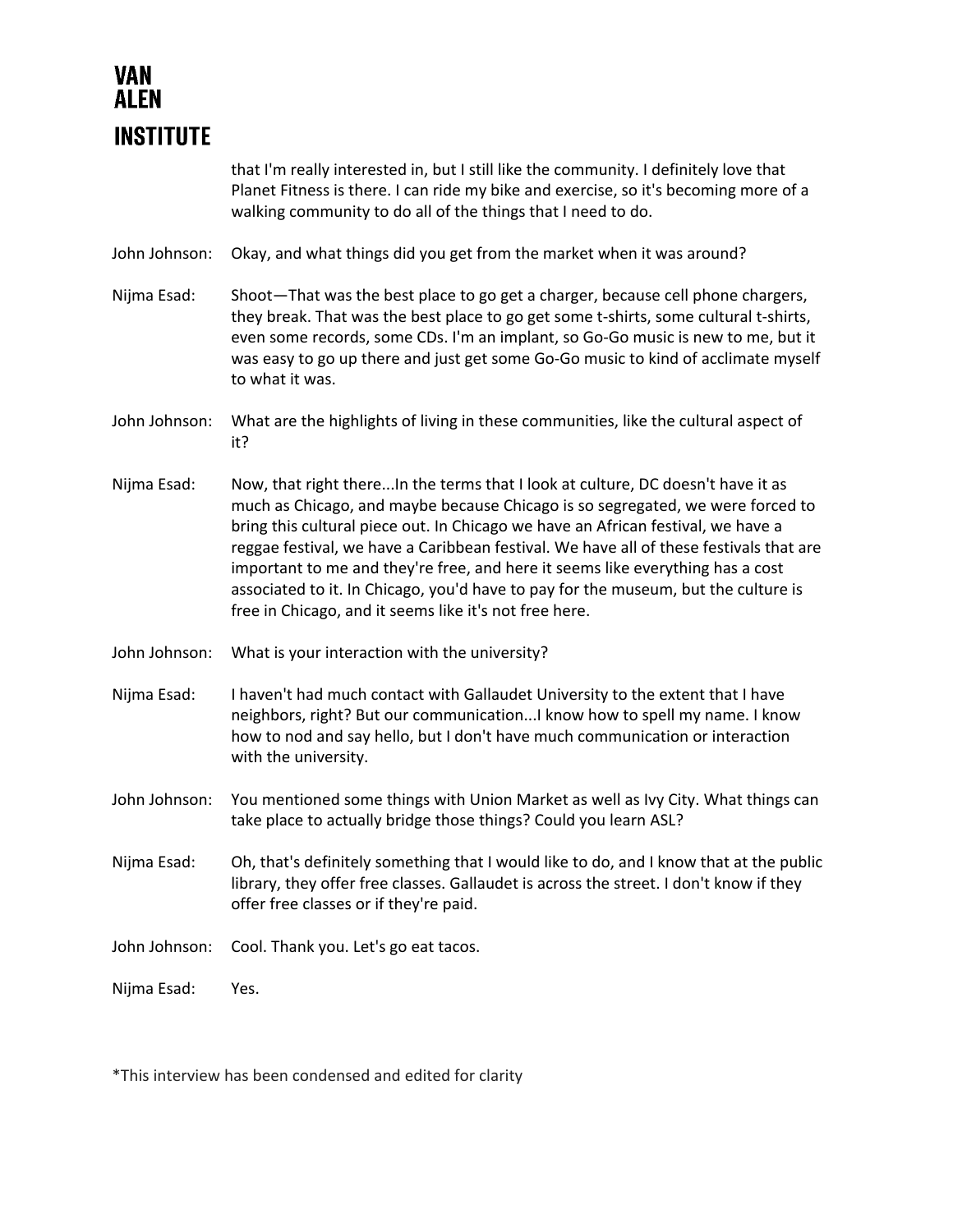that I'm really interested in, but I still like the community. I definitely love that Planet Fitness is there. I can ride my bike and exercise, so it's becoming more of a walking community to do all of the things that I need to do.

John Johnson: Okay, and what things did you get from the market when it was around?

Nijma Esad: Shoot—That was the best place to go get a charger, because cell phone chargers, they break. That was the best place to go get some t-shirts, some cultural t-shirts, even some records, some CDs. I'm an implant, so Go-Go music is new to me, but it was easy to go up there and just get some Go-Go music to kind of acclimate myself to what it was.

John Johnson: What are the highlights of living in these communities, like the cultural aspect of it?

Nijma Esad: Now, that right there...In the terms that I look at culture, DC doesn't have it as much as Chicago, and maybe because Chicago is so segregated, we were forced to bring this cultural piece out. In Chicago we have an African festival, we have a reggae festival, we have a Caribbean festival. We have all of these festivals that are important to me and they're free, and here it seems like everything has a cost associated to it. In Chicago, you'd have to pay for the museum, but the culture is free in Chicago, and it seems like it's not free here.

John Johnson: What is your interaction with the university?

Nijma Esad: I haven't had much contact with Gallaudet University to the extent that I have neighbors, right? But our communication...I know how to spell my name. I know how to nod and say hello, but I don't have much communication or interaction with the university.

John Johnson: You mentioned some things with Union Market as well as Ivy City. What things can take place to actually bridge those things? Could you learn ASL?

Nijma Esad: Oh, that's definitely something that I would like to do, and I know that at the public library, they offer free classes. Gallaudet is across the street. I don't know if they offer free classes or if they're paid.

John Johnson: Cool. Thank you. Let's go eat tacos.

Nijma Esad: Yes.

*This interview has been condensed and edited for clarity